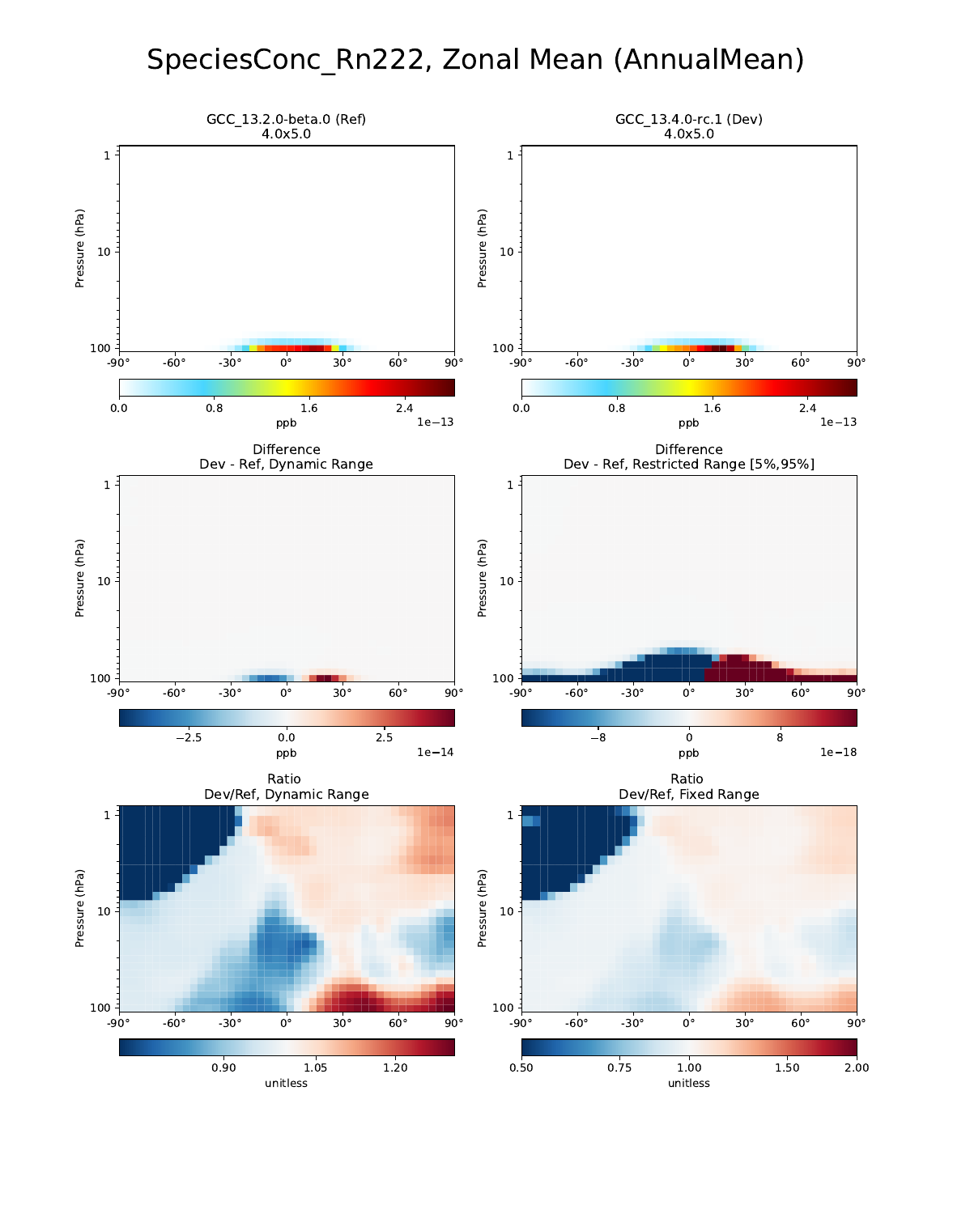# SpeciesConc_Rn222, Zonal Mean (AnnualMean)

GCC_13.2.0-beta.0 (Ref)
4.0x5.0

GCC_13.4.0-rc.1 (Dev)
4.0x5.0

Difference
Dev - Ref, Dynamic Range

Difference
Dev - Ref, Restricted Range [5%,95%]

Ratio
Dev/Ref, Dynamic Range

Ratio
Dev/Ref, Fixed Range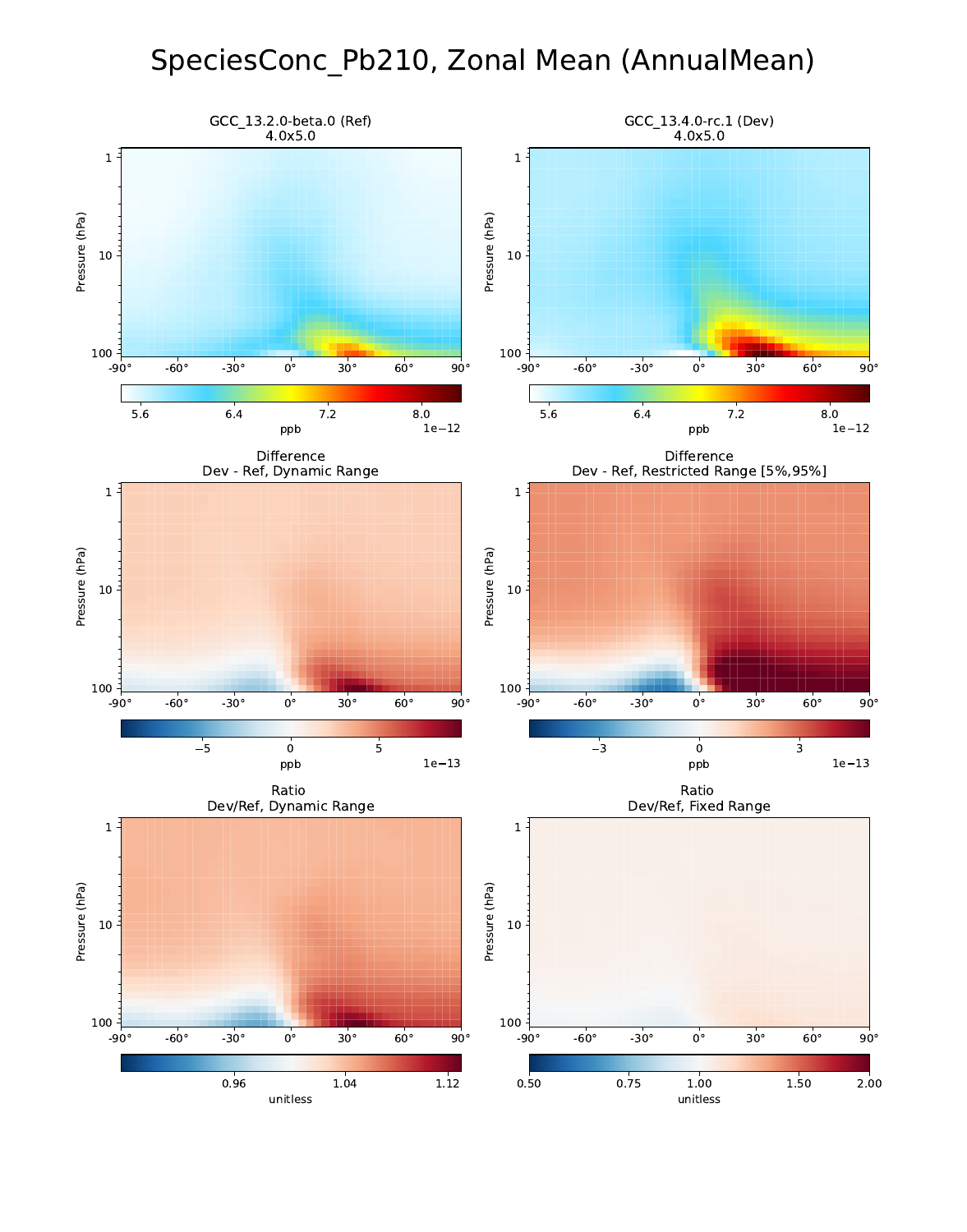# SpeciesConc_Pb210, Zonal Mean (AnnualMean)

GCC_13.2.0-beta.0 (Ref)
4.0x5.0

GCC_13.4.0-rc.1 (Dev)
4.0x5.0

Difference
Dev - Ref, Dynamic Range

Difference
Dev - Ref, Restricted Range [5%,95%]

Ratio
Dev/Ref, Dynamic Range

Ratio
Dev/Ref, Fixed Range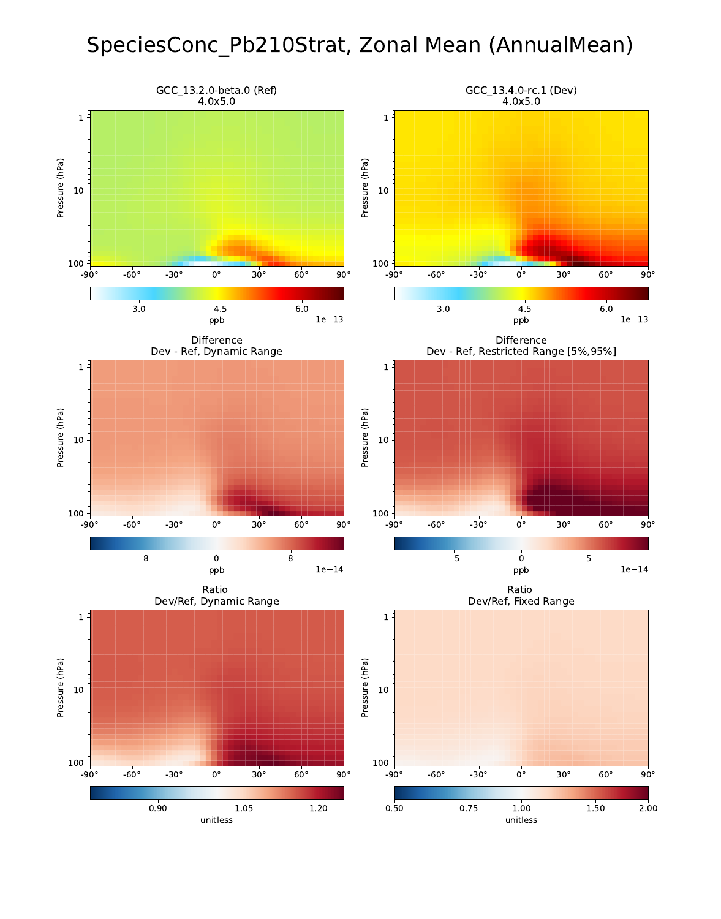# SpeciesConc_Pb210Strat, Zonal Mean (AnnualMean)

GCC_13.2.0-beta.0 (Ref)
4.0x5.0

GCC_13.4.0-rc.1 (Dev)
4.0x5.0

Difference
Dev - Ref, Dynamic Range

Difference
Dev - Ref, Restricted Range [5%,95%]

Ratio
Dev/Ref, Dynamic Range

Ratio
Dev/Ref, Fixed Range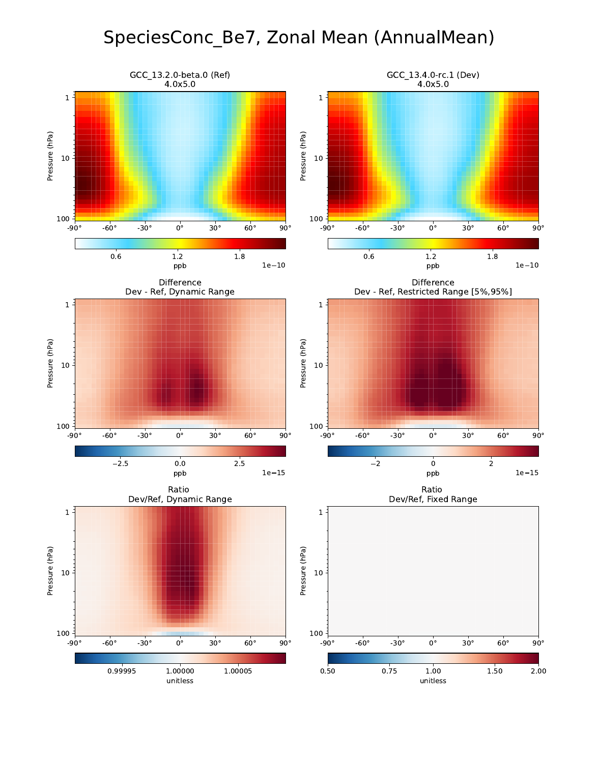# SpeciesConc_Be7, Zonal Mean (AnnualMean)

GCC_13.2.0-beta.0 (Ref)
4.0x5.0

GCC_13.4.0-rc.1 (Dev)
4.0x5.0

Difference
Dev - Ref, Dynamic Range

Difference
Dev - Ref, Restricted Range [5%,95%]

Ratio
Dev/Ref, Dynamic Range

Ratio
Dev/Ref, Fixed Range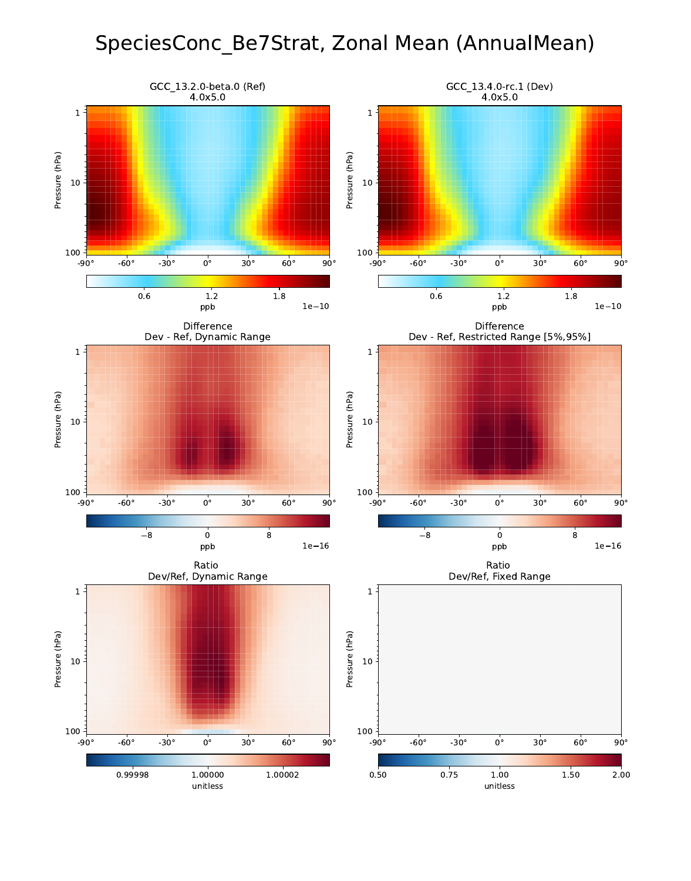# SpeciesConc_Be7Strat, Zonal Mean (AnnualMean)

GCC_13.2.0-beta.0 (Ref)
4.0x5.0

GCC_13.4.0-rc.1 (Dev)
4.0x5.0

Difference
Dev - Ref, Dynamic Range

Difference
Dev - Ref, Restricted Range [5%,95%]

Ratio
Dev/Ref, Dynamic Range

Ratio
Dev/Ref, Fixed Range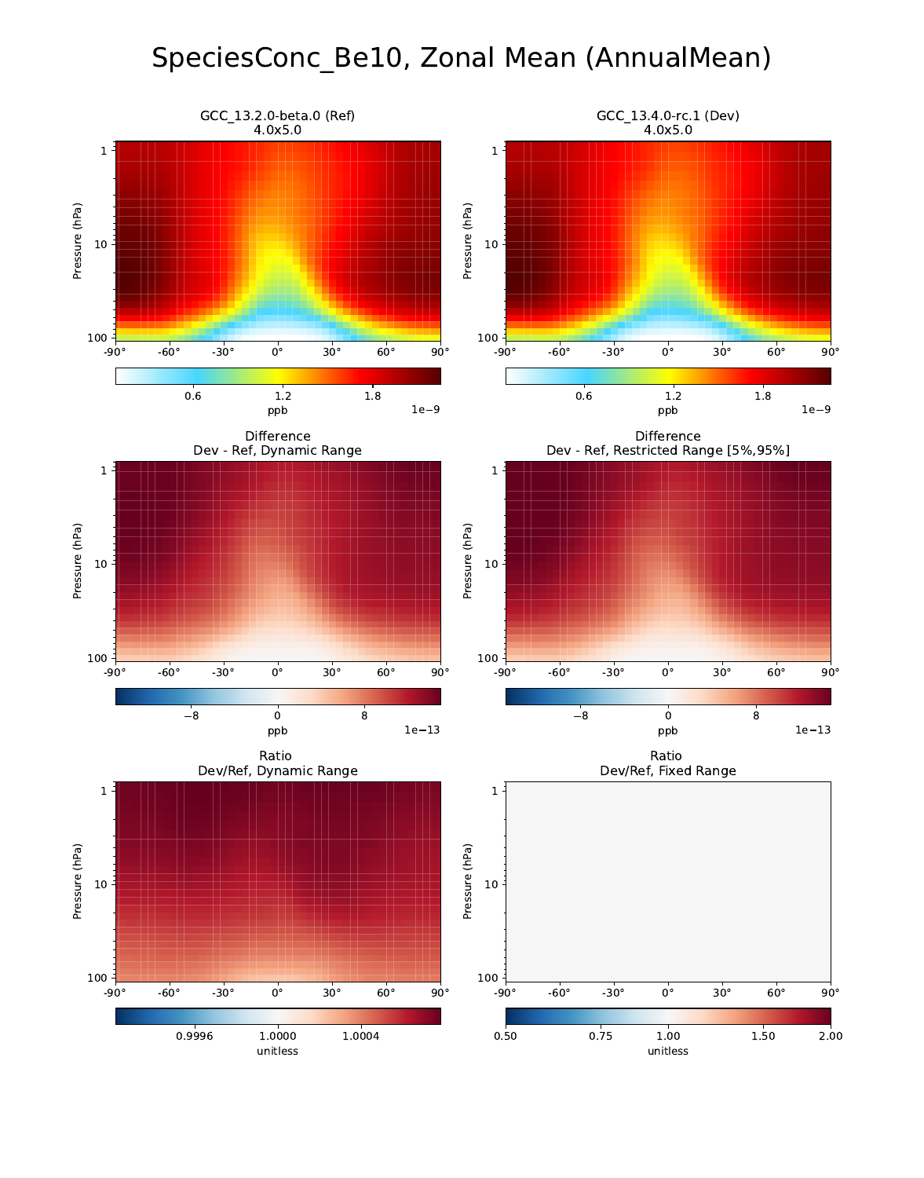# SpeciesConc_Be10, Zonal Mean (AnnualMean)

GCC_13.2.0-beta.0 (Ref)
4.0x5.0

GCC_13.4.0-rc.1 (Dev)
4.0x5.0

Difference
Dev - Ref, Dynamic Range

Difference
Dev - Ref, Restricted Range [5%,95%]

Ratio
Dev/Ref, Dynamic Range

Ratio
Dev/Ref, Fixed Range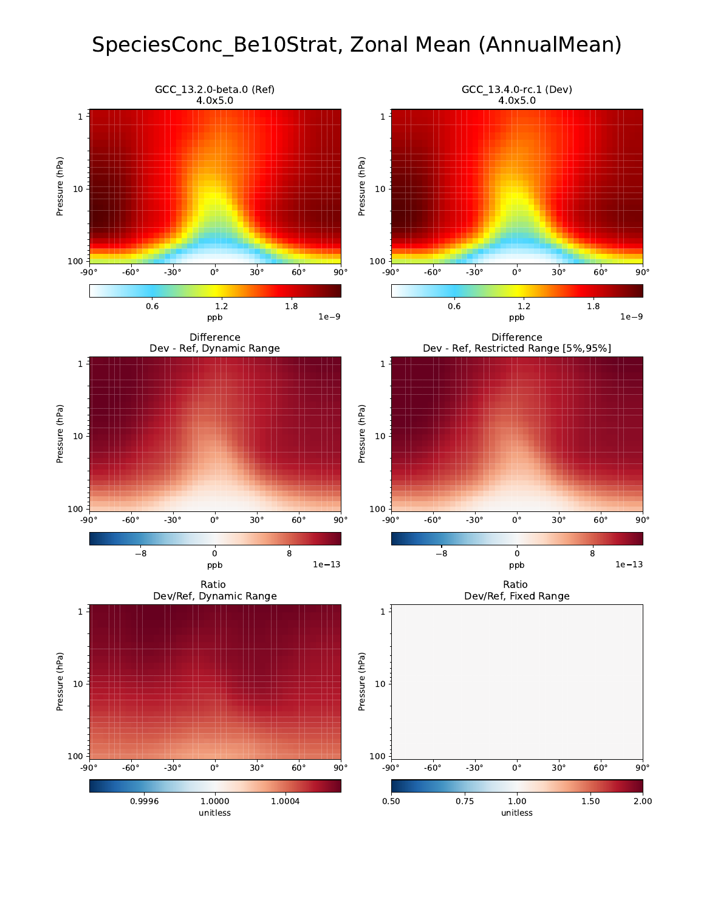# SpeciesConc_Be10Strat, Zonal Mean (AnnualMean)

GCC_13.2.0-beta.0 (Ref)
4.0x5.0

Pressure (hPa)
1
10
100
-90° -60° -30° 0° 30° 60° 90°
0.6 1.2 1.8
ppb 1e−9

GCC_13.4.0-rc.1 (Dev)
4.0x5.0

Pressure (hPa)
1
10
100
-90° -60° -30° 0° 30° 60° 90°
0.6 1.2 1.8
ppb 1e−9

Difference
Dev - Ref, Dynamic Range

Pressure (hPa)
1
10
100
-90° -60° -30° 0° 30° 60° 90°
−8 0 8
ppb 1e−13

Difference
Dev - Ref, Restricted Range [5%,95%]

Pressure (hPa)
1
10
100
-90° -60° -30° 0° 30° 60° 90°
−8 0 8
ppb 1e−13

Ratio
Dev/Ref, Dynamic Range

Pressure (hPa)
1
10
100
-90° -60° -30° 0° 30° 60° 90°
0.9996 1.0000 1.0004
unitless

Ratio
Dev/Ref, Fixed Range

Pressure (hPa)
1
10
100
-90° -60° -30° 0° 30° 60° 90°
0.50 0.75 1.00 1.50 2.00
unitless